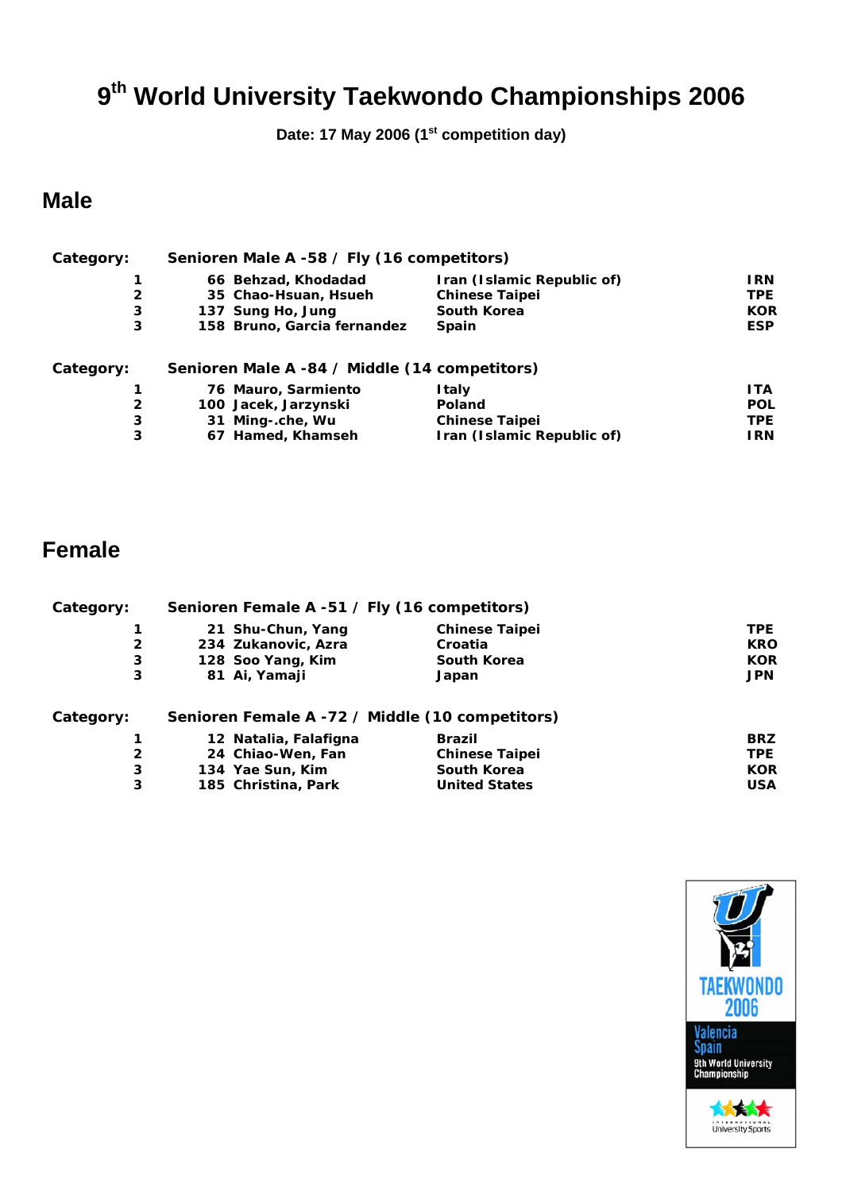# 9th World University Taekwondo Championships 2006

**Date: 17 May 2006 (1st competition day)**

## Male

**Category: Senioren Male A -58 / Fly (16 competitors)**

| Rank | No. | Name | Country | Code |
|---|---|---|---|---|
| 1 | 66 | Behzad, Khodadad | Iran (Islamic Republic of) | IRN |
| 2 | 35 | Chao-Hsuan, Hsueh | Chinese Taipei | TPE |
| 3 | 137 | Sung Ho, Jung | South Korea | KOR |
| 3 | 158 | Bruno, Garcia fernandez | Spain | ESP |

**Category: Senioren Male A -84 / Middle (14 competitors)**

| Rank | No. | Name | Country | Code |
|---|---|---|---|---|
| 1 | 76 | Mauro, Sarmiento | Italy | ITA |
| 2 | 100 | Jacek, Jarzynski | Poland | POL |
| 3 | 31 | Ming-.che, Wu | Chinese Taipei | TPE |
| 3 | 67 | Hamed, Khamseh | Iran (Islamic Republic of) | IRN |

## Female

**Category: Senioren Female A -51 / Fly (16 competitors)**

| Rank | No. | Name | Country | Code |
|---|---|---|---|---|
| 1 | 21 | Shu-Chun, Yang | Chinese Taipei | TPE |
| 2 | 234 | Zukanovic, Azra | Croatia | KRO |
| 3 | 128 | Soo Yang, Kim | South Korea | KOR |
| 3 | 81 | Ai, Yamaji | Japan | JPN |

**Category: Senioren Female A -72 / Middle (10 competitors)**

| Rank | No. | Name | Country | Code |
|---|---|---|---|---|
| 1 | 12 | Natalia, Falafigna | Brazil | BRZ |
| 2 | 24 | Chiao-Wen, Fan | Chinese Taipei | TPE |
| 3 | 134 | Yae Sun, Kim | South Korea | KOR |
| 3 | 185 | Christina, Park | United States | USA |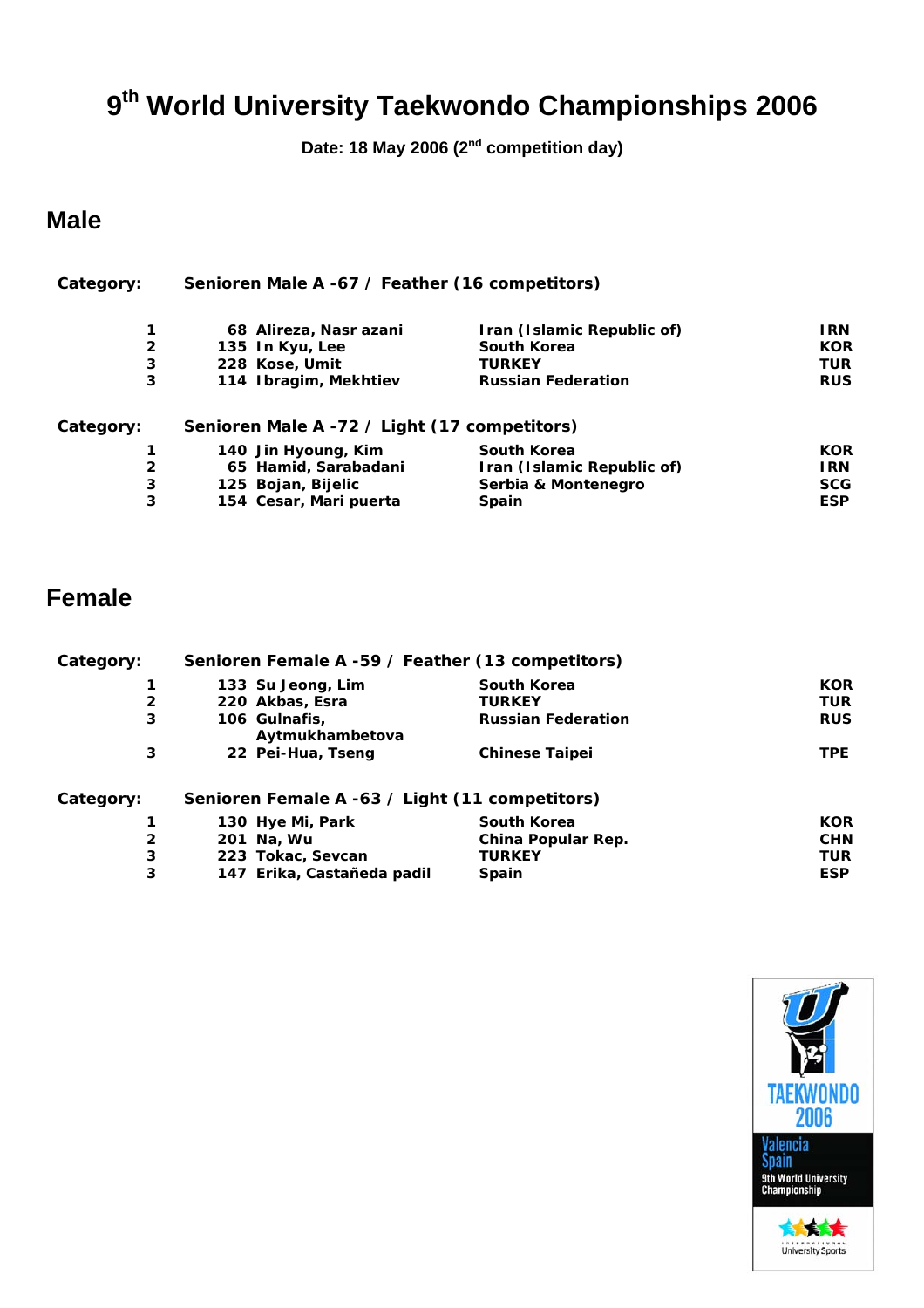# 9th World University Taekwondo Championships 2006

**Date: 18 May 2006 (2nd competition day)**

## Male

**Category: Senioren Male A -67 / Feather (16 competitors)**

| Rank | No. | Name | Country | Code |
|---|---|---|---|---|
| 1 | 68 | Alireza, Nasr azani | Iran (Islamic Republic of) | IRN |
| 2 | 135 | In Kyu, Lee | South Korea | KOR |
| 3 | 228 | Kose, Umit | TURKEY | TUR |
| 3 | 114 | Ibragim, Mekhtiev | Russian Federation | RUS |

**Category: Senioren Male A -72 / Light (17 competitors)**

| Rank | No. | Name | Country | Code |
|---|---|---|---|---|
| 1 | 140 | Jin Hyoung, Kim | South Korea | KOR |
| 2 | 65 | Hamid, Sarabadani | Iran (Islamic Republic of) | IRN |
| 3 | 125 | Bojan, Bijelic | Serbia & Montenegro | SCG |
| 3 | 154 | Cesar, Mari puerta | Spain | ESP |

## Female

**Category: Senioren Female A -59 / Feather (13 competitors)**

| Rank | No. | Name | Country | Code |
|---|---|---|---|---|
| 1 | 133 | Su Jeong, Lim | South Korea | KOR |
| 2 | 220 | Akbas, Esra | TURKEY | TUR |
| 3 | 106 | Gulnafis, Aytmukhambetova | Russian Federation | RUS |
| 3 | 22 | Pei-Hua, Tseng | Chinese Taipei | TPE |

**Category: Senioren Female A -63 / Light (11 competitors)**

| Rank | No. | Name | Country | Code |
|---|---|---|---|---|
| 1 | 130 | Hye Mi, Park | South Korea | KOR |
| 2 | 201 | Na, Wu | China Popular Rep. | CHN |
| 3 | 223 | Tokac, Sevcan | TURKEY | TUR |
| 3 | 147 | Erika, Castañeda padil | Spain | ESP |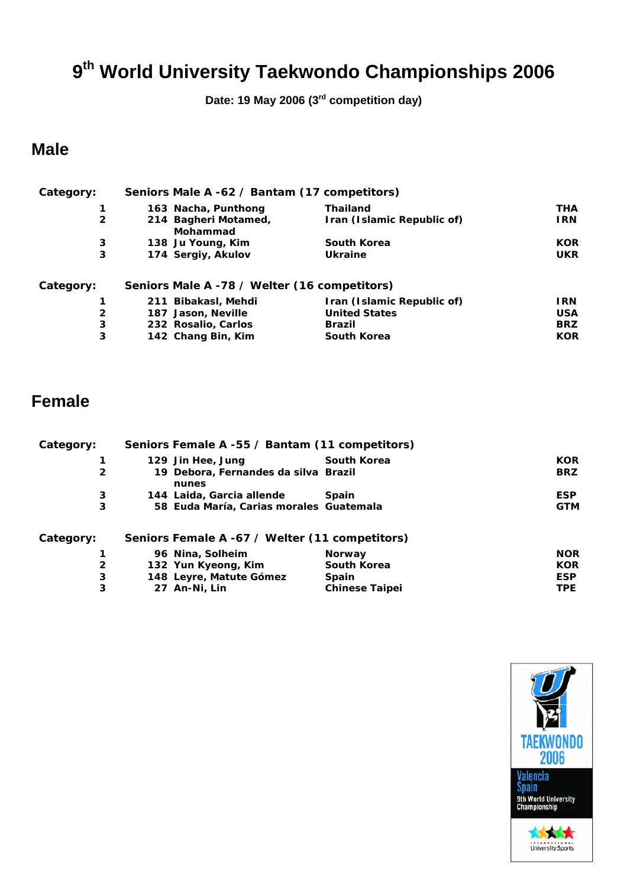# 9th World University Taekwondo Championships 2006

**Date: 19 May 2006 (3rd competition day)**

## Male

**Category: Seniors Male A -62 / Bantam (17 competitors)**

| Rank | No. | Name | Country | Code |
|---|---|---|---|---|
| 1 | 163 | Nacha, Punthong | Thailand | THA |
| 2 | 214 | Bagheri Motamed, Mohammad | Iran (Islamic Republic of) | IRN |
| 3 | 138 | Ju Young, Kim | South Korea | KOR |
| 3 | 174 | Sergiy, Akulov | Ukraine | UKR |

**Category: Seniors Male A -78 / Welter (16 competitors)**

| Rank | No. | Name | Country | Code |
|---|---|---|---|---|
| 1 | 211 | Bibakasl, Mehdi | Iran (Islamic Republic of) | IRN |
| 2 | 187 | Jason, Neville | United States | USA |
| 3 | 232 | Rosalio, Carlos | Brazil | BRZ |
| 3 | 142 | Chang Bin, Kim | South Korea | KOR |

## Female

**Category: Seniors Female A -55 / Bantam (11 competitors)**

| Rank | No. | Name | Country | Code |
|---|---|---|---|---|
| 1 | 129 | Jin Hee, Jung | South Korea | KOR |
| 2 | 19 | Debora, Fernandes da silva nunes | Brazil | BRZ |
| 3 | 144 | Laida, Garcia allende | Spain | ESP |
| 3 | 58 | Euda María, Carias morales | Guatemala | GTM |

**Category: Seniors Female A -67 / Welter (11 competitors)**

| Rank | No. | Name | Country | Code |
|---|---|---|---|---|
| 1 | 96 | Nina, Solheim | Norway | NOR |
| 2 | 132 | Yun Kyeong, Kim | South Korea | KOR |
| 3 | 148 | Leyre, Matute Gómez | Spain | ESP |
| 3 | 27 | An-Ni, Lin | Chinese Taipei | TPE |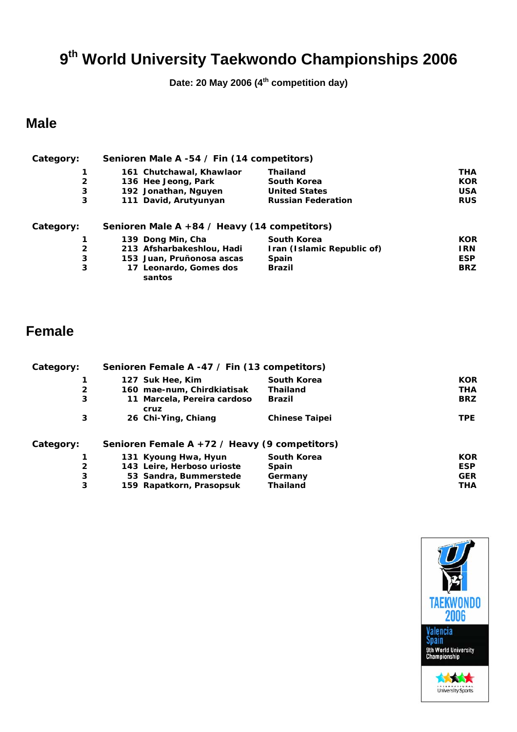# 9th World University Taekwondo Championships 2006

**Date: 20 May 2006 (4th competition day)**

## Male

**Category: Senioren Male A -54 / Fin (14 competitors)**

| | | | | |
|---|---|---|---|---|
| 1 | 161 | Chutchawal, Khawlaor | Thailand | THA |
| 2 | 136 | Hee Jeong, Park | South Korea | KOR |
| 3 | 192 | Jonathan, Nguyen | United States | USA |
| 3 | 111 | David, Arutyunyan | Russian Federation | RUS |

**Category: Senioren Male A +84 / Heavy (14 competitors)**

| | | | | |
|---|---|---|---|---|
| 1 | 139 | Dong Min, Cha | South Korea | KOR |
| 2 | 213 | Afsharbakeshlou, Hadi | Iran (Islamic Republic of) | IRN |
| 3 | 153 | Juan, Pruñonosa ascas | Spain | ESP |
| 3 | 17 | Leonardo, Gomes dos santos | Brazil | BRZ |

## Female

**Category: Senioren Female A -47 / Fin (13 competitors)**

| | | | | |
|---|---|---|---|---|
| 1 | 127 | Suk Hee, Kim | South Korea | KOR |
| 2 | 160 | mae-num, Chirdkiatisak | Thailand | THA |
| 3 | 11 | Marcela, Pereira cardoso cruz | Brazil | BRZ |
| 3 | 26 | Chi-Ying, Chiang | Chinese Taipei | TPE |

**Category: Senioren Female A +72 / Heavy (9 competitors)**

| | | | | |
|---|---|---|---|---|
| 1 | 131 | Kyoung Hwa, Hyun | South Korea | KOR |
| 2 | 143 | Leire, Herboso urioste | Spain | ESP |
| 3 | 53 | Sandra, Bummerstede | Germany | GER |
| 3 | 159 | Rapatkorn, Prasopsuk | Thailand | THA |

TAEKWONDO 2006
Valencia Spain
9th World University Championship
International University Sports